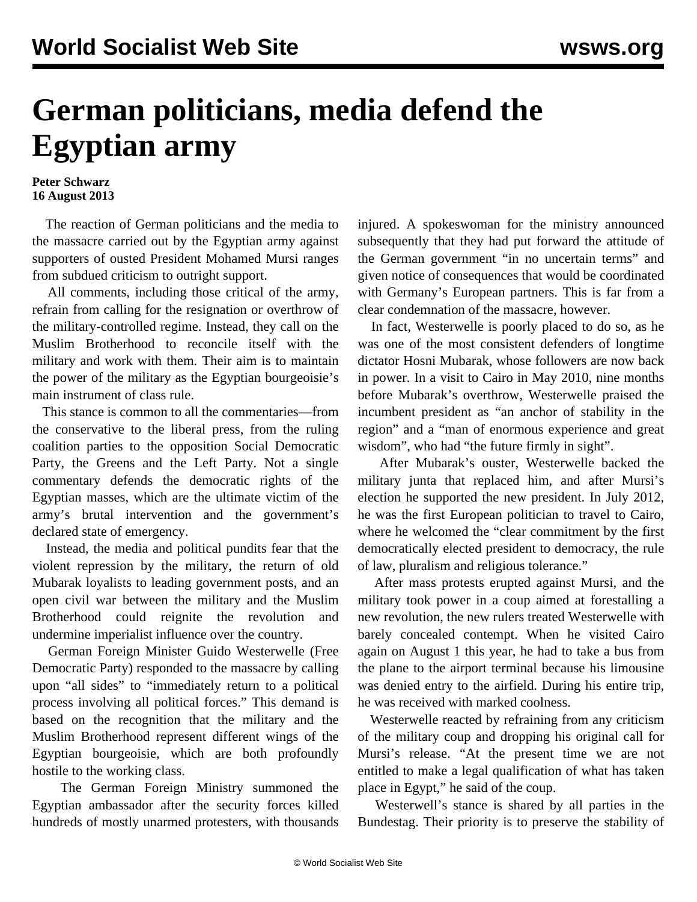# German politicians, media defend the Egyptian army

**Peter Schwarz**
**16 August 2013**

The reaction of German politicians and the media to the massacre carried out by the Egyptian army against supporters of ousted President Mohamed Mursi ranges from subdued criticism to outright support.

All comments, including those critical of the army, refrain from calling for the resignation or overthrow of the military-controlled regime. Instead, they call on the Muslim Brotherhood to reconcile itself with the military and work with them. Their aim is to maintain the power of the military as the Egyptian bourgeoisie's main instrument of class rule.

This stance is common to all the commentaries—from the conservative to the liberal press, from the ruling coalition parties to the opposition Social Democratic Party, the Greens and the Left Party. Not a single commentary defends the democratic rights of the Egyptian masses, which are the ultimate victim of the army's brutal intervention and the government's declared state of emergency.

Instead, the media and political pundits fear that the violent repression by the military, the return of old Mubarak loyalists to leading government posts, and an open civil war between the military and the Muslim Brotherhood could reignite the revolution and undermine imperialist influence over the country.

German Foreign Minister Guido Westerwelle (Free Democratic Party) responded to the massacre by calling upon "all sides" to "immediately return to a political process involving all political forces." This demand is based on the recognition that the military and the Muslim Brotherhood represent different wings of the Egyptian bourgeoisie, which are both profoundly hostile to the working class.

The German Foreign Ministry summoned the Egyptian ambassador after the security forces killed hundreds of mostly unarmed protesters, with thousands injured. A spokeswoman for the ministry announced subsequently that they had put forward the attitude of the German government "in no uncertain terms" and given notice of consequences that would be coordinated with Germany's European partners. This is far from a clear condemnation of the massacre, however.

In fact, Westerwelle is poorly placed to do so, as he was one of the most consistent defenders of longtime dictator Hosni Mubarak, whose followers are now back in power. In a visit to Cairo in May 2010, nine months before Mubarak's overthrow, Westerwelle praised the incumbent president as "an anchor of stability in the region" and a "man of enormous experience and great wisdom", who had "the future firmly in sight".

After Mubarak's ouster, Westerwelle backed the military junta that replaced him, and after Mursi's election he supported the new president. In July 2012, he was the first European politician to travel to Cairo, where he welcomed the "clear commitment by the first democratically elected president to democracy, the rule of law, pluralism and religious tolerance."

After mass protests erupted against Mursi, and the military took power in a coup aimed at forestalling a new revolution, the new rulers treated Westerwelle with barely concealed contempt. When he visited Cairo again on August 1 this year, he had to take a bus from the plane to the airport terminal because his limousine was denied entry to the airfield. During his entire trip, he was received with marked coolness.

Westerwelle reacted by refraining from any criticism of the military coup and dropping his original call for Mursi's release. "At the present time we are not entitled to make a legal qualification of what has taken place in Egypt," he said of the coup.

Westerwell's stance is shared by all parties in the Bundestag. Their priority is to preserve the stability of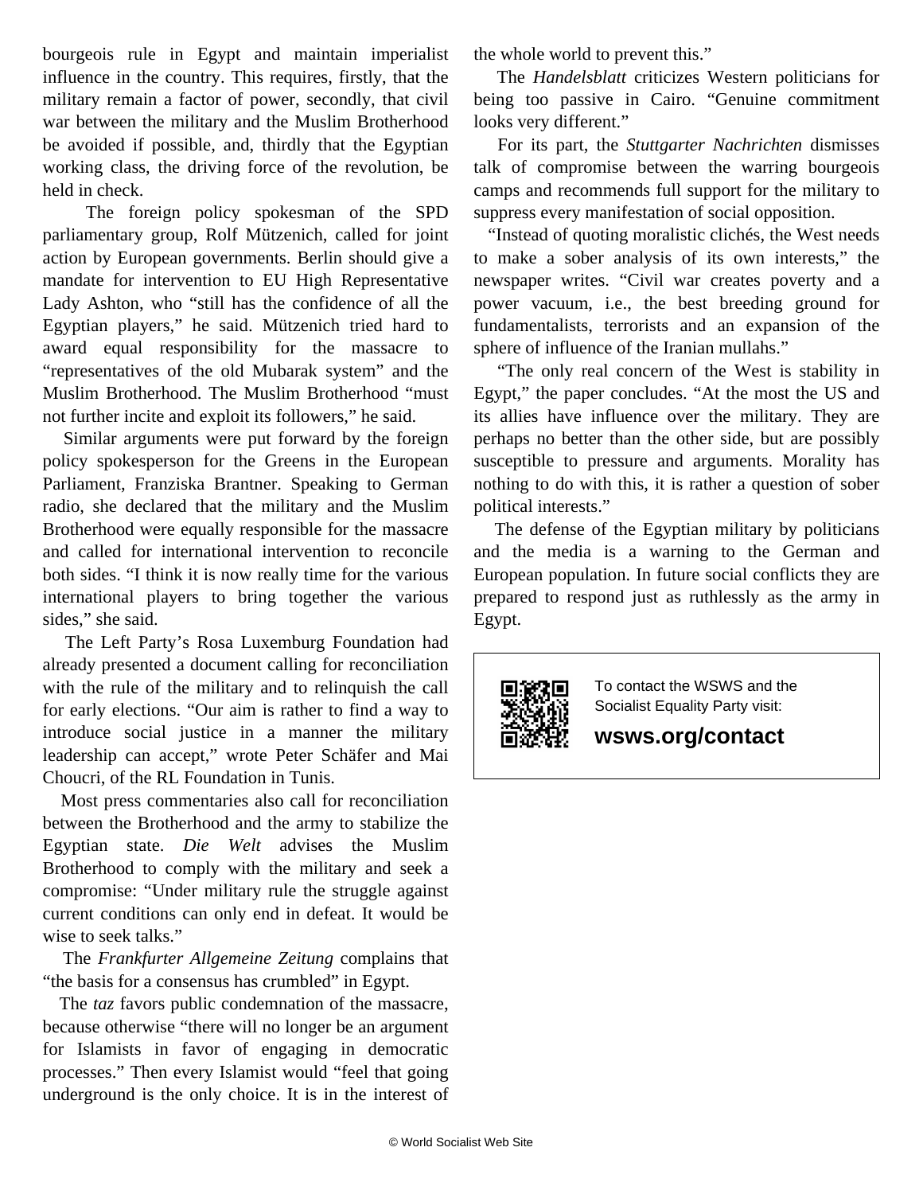bourgeois rule in Egypt and maintain imperialist influence in the country. This requires, firstly, that the military remain a factor of power, secondly, that civil war between the military and the Muslim Brotherhood be avoided if possible, and, thirdly that the Egyptian working class, the driving force of the revolution, be held in check.

The foreign policy spokesman of the SPD parliamentary group, Rolf Mützenich, called for joint action by European governments. Berlin should give a mandate for intervention to EU High Representative Lady Ashton, who "still has the confidence of all the Egyptian players," he said. Mützenich tried hard to award equal responsibility for the massacre to "representatives of the old Mubarak system" and the Muslim Brotherhood. The Muslim Brotherhood "must not further incite and exploit its followers," he said.

Similar arguments were put forward by the foreign policy spokesperson for the Greens in the European Parliament, Franziska Brantner. Speaking to German radio, she declared that the military and the Muslim Brotherhood were equally responsible for the massacre and called for international intervention to reconcile both sides. "I think it is now really time for the various international players to bring together the various sides," she said.

The Left Party's Rosa Luxemburg Foundation had already presented a document calling for reconciliation with the rule of the military and to relinquish the call for early elections. "Our aim is rather to find a way to introduce social justice in a manner the military leadership can accept," wrote Peter Schäfer and Mai Choucri, of the RL Foundation in Tunis.

Most press commentaries also call for reconciliation between the Brotherhood and the army to stabilize the Egyptian state. *Die Welt* advises the Muslim Brotherhood to comply with the military and seek a compromise: "Under military rule the struggle against current conditions can only end in defeat. It would be wise to seek talks."

The *Frankfurter Allgemeine Zeitung* complains that "the basis for a consensus has crumbled" in Egypt.

The *taz* favors public condemnation of the massacre, because otherwise "there will no longer be an argument for Islamists in favor of engaging in democratic processes." Then every Islamist would "feel that going underground is the only choice. It is in the interest of the whole world to prevent this."

The *Handelsblatt* criticizes Western politicians for being too passive in Cairo. "Genuine commitment looks very different."

For its part, the *Stuttgarter Nachrichten* dismisses talk of compromise between the warring bourgeois camps and recommends full support for the military to suppress every manifestation of social opposition.

"Instead of quoting moralistic clichés, the West needs to make a sober analysis of its own interests," the newspaper writes. "Civil war creates poverty and a power vacuum, i.e., the best breeding ground for fundamentalists, terrorists and an expansion of the sphere of influence of the Iranian mullahs."

"The only real concern of the West is stability in Egypt," the paper concludes. "At the most the US and its allies have influence over the military. They are perhaps no better than the other side, but are possibly susceptible to pressure and arguments. Morality has nothing to do with this, it is rather a question of sober political interests."

The defense of the Egyptian military by politicians and the media is a warning to the German and European population. In future social conflicts they are prepared to respond just as ruthlessly as the army in Egypt.

To contact the WSWS and the Socialist Equality Party visit:

**wsws.org/contact**